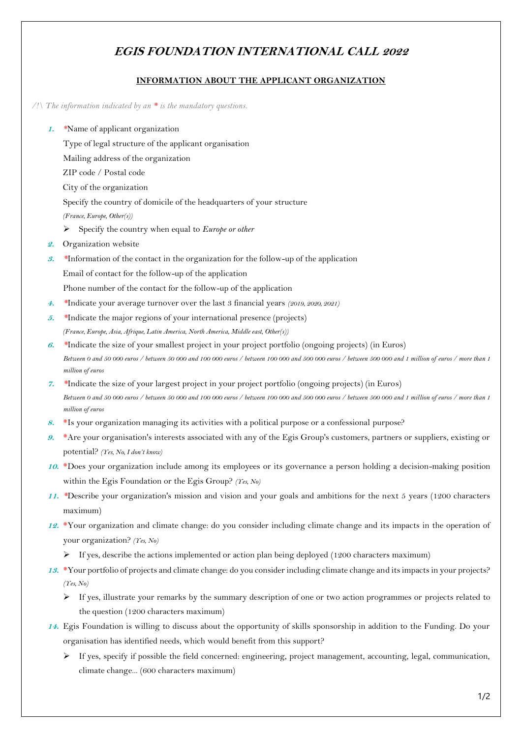# EGIS FOUNDATION INTERNATIONAL CALL 2022

## INFORMATION ABOUT THE APPLICANT ORGANIZATION

*/!\ The information indicated by an * is the mandatory questions.*

1. *Name of applicant organization

   Type of legal structure of the applicant organisation

   Mailing address of the organization

   ZIP code / Postal code

   City of the organization

   Specify the country of domicile of the headquarters of your structure
   *(France, Europe, Other(s))*

   - Specify the country when equal to *Europe or other*

2. Organization website
3. *Information of the contact in the organization for the follow-up of the application

   Email of contact for the follow-up of the application

   Phone number of the contact for the follow-up of the application

4. *Indicate your average turnover over the last 3 financial years *(2019, 2020, 2021)*
5. *Indicate the major regions of your international presence (projects)
   *(France, Europe, Asia, Afrique, Latin America, North America, Middle east, Other(s))*
6. *Indicate the size of your smallest project in your project portfolio (ongoing projects) (in Euros)
   *Between 0 and 50 000 euros / between 50 000 and 100 000 euros / between 100 000 and 500 000 euros / between 500 000 and 1 million of euros / more than 1 million of euros*
7. *Indicate the size of your largest project in your project portfolio (ongoing projects) (in Euros)
   *Between 0 and 50 000 euros / between 50 000 and 100 000 euros / between 100 000 and 500 000 euros / between 500 000 and 1 million of euros / more than 1 million of euros*
8. *Is your organization managing its activities with a political purpose or a confessional purpose?
9. *Are your organisation's interests associated with any of the Egis Group's customers, partners or suppliers, existing or potential? *(Yes, No, I don't know)*
10. *Does your organization include among its employees or its governance a person holding a decision-making position within the Egis Foundation or the Egis Group? *(Yes, No)*
11. *Describe your organization's mission and vision and your goals and ambitions for the next 5 years (1200 characters maximum)
12. *Your organization and climate change: do you consider including climate change and its impacts in the operation of your organization? *(Yes, No)*
    - If yes, describe the actions implemented or action plan being deployed (1200 characters maximum)
13. *Your portfolio of projects and climate change: do you consider including climate change and its impacts in your projects? *(Yes, No)*
    - If yes, illustrate your remarks by the summary description of one or two action programmes or projects related to the question (1200 characters maximum)
14. Egis Foundation is willing to discuss about the opportunity of skills sponsorship in addition to the Funding. Do your organisation has identified needs, which would benefit from this support?
    - If yes, specify if possible the field concerned: engineering, project management, accounting, legal, communication, climate change... (600 characters maximum)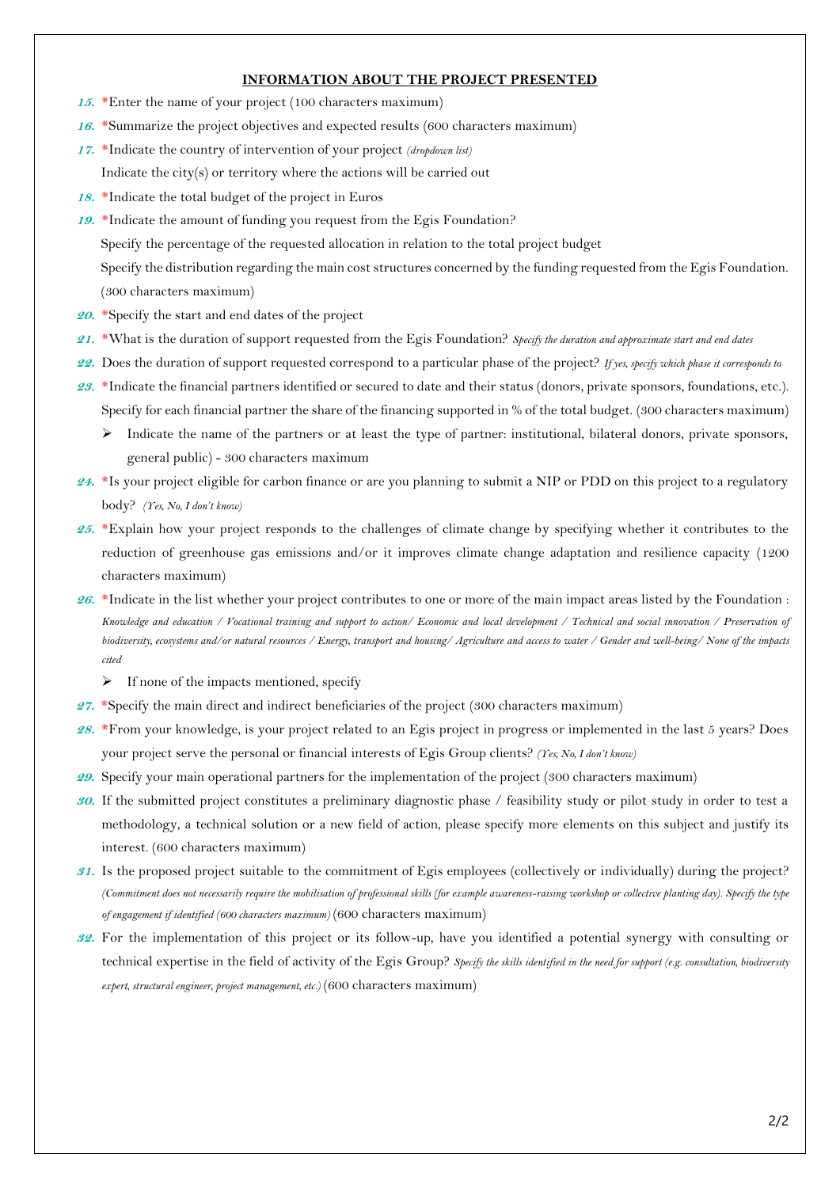**INFORMATION ABOUT THE PROJECT PRESENTED**

**15.** *Enter the name of your project (100 characters maximum)

**16.** *Summarize the project objectives and expected results (600 characters maximum)

**17.** *Indicate the country of intervention of your project *(dropdown list)*

Indicate the city(s) or territory where the actions will be carried out

**18.** *Indicate the total budget of the project in Euros

**19.** *Indicate the amount of funding you request from the Egis Foundation?

Specify the percentage of the requested allocation in relation to the total project budget

Specify the distribution regarding the main cost structures concerned by the funding requested from the Egis Foundation. (300 characters maximum)

**20.** *Specify the start and end dates of the project

**21.** *What is the duration of support requested from the Egis Foundation? *Specify the duration and approximate start and end dates*

**22.** Does the duration of support requested correspond to a particular phase of the project? *If yes, specify which phase it corresponds to*

**23.** *Indicate the financial partners identified or secured to date and their status (donors, private sponsors, foundations, etc.). Specify for each financial partner the share of the financing supported in % of the total budget. (300 characters maximum)

- Indicate the name of the partners or at least the type of partner: institutional, bilateral donors, private sponsors, general public) - 300 characters maximum

**24.** *Is your project eligible for carbon finance or are you planning to submit a NIP or PDD on this project to a regulatory body? *(Yes, No, I don't know)*

**25.** *Explain how your project responds to the challenges of climate change by specifying whether it contributes to the reduction of greenhouse gas emissions and/or it improves climate change adaptation and resilience capacity (1200 characters maximum)

**26.** *Indicate in the list whether your project contributes to one or more of the main impact areas listed by the Foundation : *Knowledge and education / Vocational training and support to action/ Economic and local development / Technical and social innovation / Preservation of biodiversity, ecosystems and/or natural resources / Energy, transport and housing/ Agriculture and access to water / Gender and well-being/ None of the impacts cited*

- If none of the impacts mentioned, specify

**27.** *Specify the main direct and indirect beneficiaries of the project (300 characters maximum)

**28.** *From your knowledge, is your project related to an Egis project in progress or implemented in the last 5 years? Does your project serve the personal or financial interests of Egis Group clients? *(Yes, No, I don't know)*

**29.** Specify your main operational partners for the implementation of the project (300 characters maximum)

**30.** If the submitted project constitutes a preliminary diagnostic phase / feasibility study or pilot study in order to test a methodology, a technical solution or a new field of action, please specify more elements on this subject and justify its interest. (600 characters maximum)

**31.** Is the proposed project suitable to the commitment of Egis employees (collectively or individually) during the project? *(Commitment does not necessarily require the mobilisation of professional skills (for example awareness-raising workshop or collective planting day). Specify the type of engagement if identified (600 characters maximum)* (600 characters maximum)

**32.** For the implementation of this project or its follow-up, have you identified a potential synergy with consulting or technical expertise in the field of activity of the Egis Group? *Specify the skills identified in the need for support (e.g. consultation, biodiversity expert, structural engineer, project management, etc.)* (600 characters maximum)